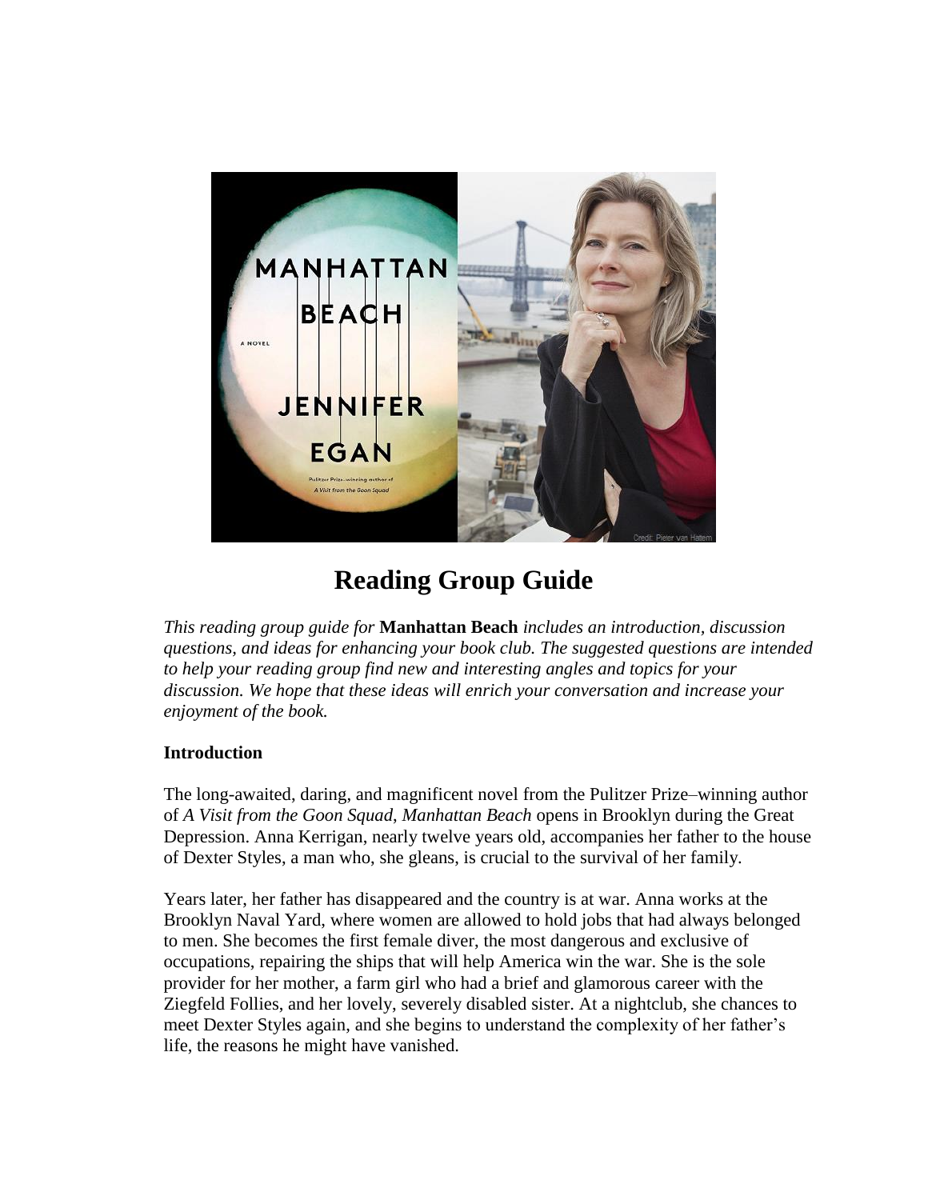# Reading Group Guide

*This reading group guide for* **Manhattan Beach** *includes an introduction, discussion questions, and ideas for enhancing your book club. The suggested questions are intended to help your reading group find new and interesting angles and topics for your discussion. We hope that these ideas will enrich your conversation and increase your enjoyment of the book.*

**Introduction**

The long-awaited, daring, and magnificent novel from the Pulitzer Prize–winning author of *A Visit from the Goon Squad*, *Manhattan Beach* opens in Brooklyn during the Great Depression. Anna Kerrigan, nearly twelve years old, accompanies her father to the house of Dexter Styles, a man who, she gleans, is crucial to the survival of her family.

Years later, her father has disappeared and the country is at war. Anna works at the Brooklyn Naval Yard, where women are allowed to hold jobs that had always belonged to men. She becomes the first female diver, the most dangerous and exclusive of occupations, repairing the ships that will help America win the war. She is the sole provider for her mother, a farm girl who had a brief and glamorous career with the Ziegfeld Follies, and her lovely, severely disabled sister. At a nightclub, she chances to meet Dexter Styles again, and she begins to understand the complexity of her father's life, the reasons he might have vanished.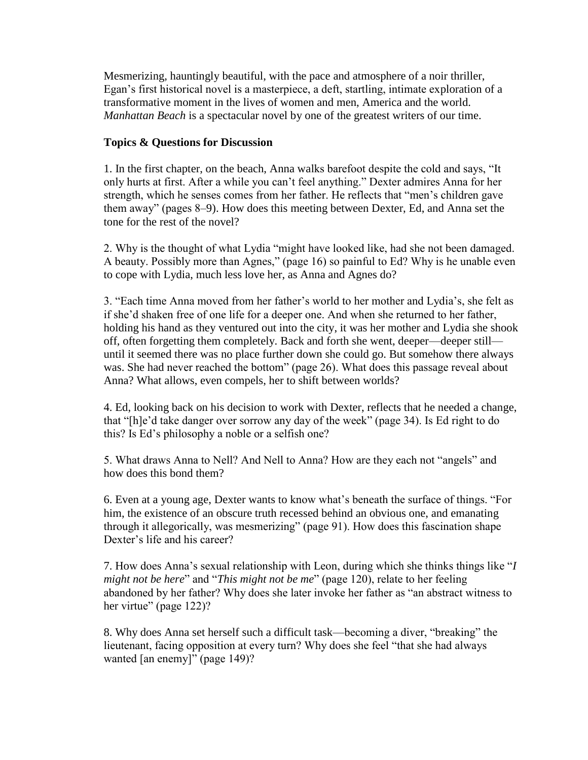Mesmerizing, hauntingly beautiful, with the pace and atmosphere of a noir thriller, Egan's first historical novel is a masterpiece, a deft, startling, intimate exploration of a transformative moment in the lives of women and men, America and the world. *Manhattan Beach* is a spectacular novel by one of the greatest writers of our time.

**Topics & Questions for Discussion**

1. In the first chapter, on the beach, Anna walks barefoot despite the cold and says, "It only hurts at first. After a while you can't feel anything." Dexter admires Anna for her strength, which he senses comes from her father. He reflects that "men's children gave them away" (pages 8–9). How does this meeting between Dexter, Ed, and Anna set the tone for the rest of the novel?

2. Why is the thought of what Lydia "might have looked like, had she not been damaged. A beauty. Possibly more than Agnes," (page 16) so painful to Ed? Why is he unable even to cope with Lydia, much less love her, as Anna and Agnes do?

3. "Each time Anna moved from her father's world to her mother and Lydia's, she felt as if she'd shaken free of one life for a deeper one. And when she returned to her father, holding his hand as they ventured out into the city, it was her mother and Lydia she shook off, often forgetting them completely. Back and forth she went, deeper—deeper still—until it seemed there was no place further down she could go. But somehow there always was. She had never reached the bottom" (page 26). What does this passage reveal about Anna? What allows, even compels, her to shift between worlds?

4. Ed, looking back on his decision to work with Dexter, reflects that he needed a change, that "[h]e'd take danger over sorrow any day of the week" (page 34). Is Ed right to do this? Is Ed's philosophy a noble or a selfish one?

5. What draws Anna to Nell? And Nell to Anna? How are they each not "angels" and how does this bond them?

6. Even at a young age, Dexter wants to know what's beneath the surface of things. "For him, the existence of an obscure truth recessed behind an obvious one, and emanating through it allegorically, was mesmerizing" (page 91). How does this fascination shape Dexter's life and his career?

7. How does Anna's sexual relationship with Leon, during which she thinks things like "*I might not be here*" and "*This might not be me*" (page 120), relate to her feeling abandoned by her father? Why does she later invoke her father as "an abstract witness to her virtue" (page 122)?

8. Why does Anna set herself such a difficult task—becoming a diver, "breaking" the lieutenant, facing opposition at every turn? Why does she feel "that she had always wanted [an enemy]" (page 149)?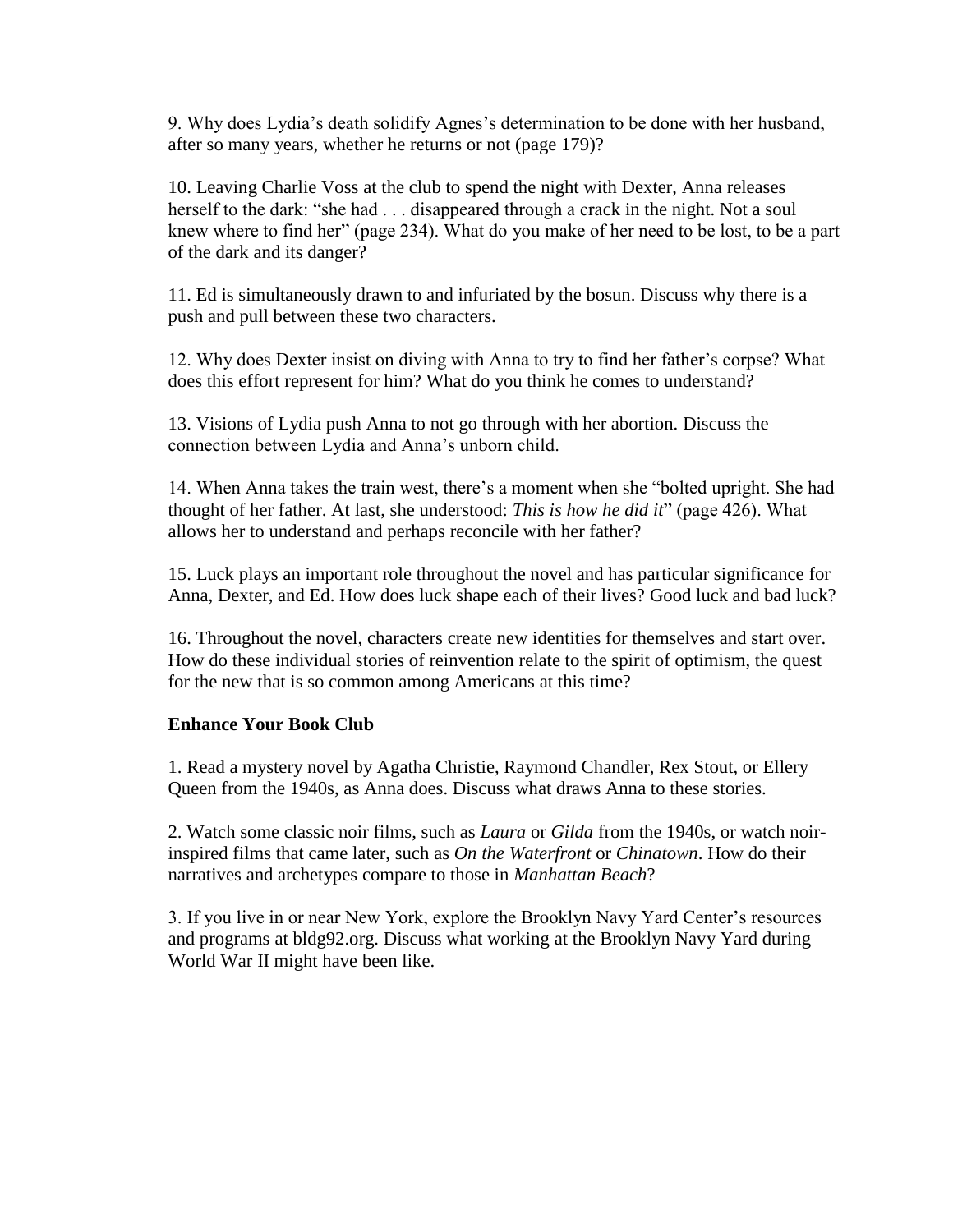9. Why does Lydia's death solidify Agnes's determination to be done with her husband, after so many years, whether he returns or not (page 179)?

10. Leaving Charlie Voss at the club to spend the night with Dexter, Anna releases herself to the dark: "she had . . . disappeared through a crack in the night. Not a soul knew where to find her" (page 234). What do you make of her need to be lost, to be a part of the dark and its danger?

11. Ed is simultaneously drawn to and infuriated by the bosun. Discuss why there is a push and pull between these two characters.

12. Why does Dexter insist on diving with Anna to try to find her father's corpse? What does this effort represent for him? What do you think he comes to understand?

13. Visions of Lydia push Anna to not go through with her abortion. Discuss the connection between Lydia and Anna's unborn child.

14. When Anna takes the train west, there's a moment when she "bolted upright. She had thought of her father. At last, she understood: *This is how he did it*" (page 426). What allows her to understand and perhaps reconcile with her father?

15. Luck plays an important role throughout the novel and has particular significance for Anna, Dexter, and Ed. How does luck shape each of their lives? Good luck and bad luck?

16. Throughout the novel, characters create new identities for themselves and start over. How do these individual stories of reinvention relate to the spirit of optimism, the quest for the new that is so common among Americans at this time?

**Enhance Your Book Club**

1. Read a mystery novel by Agatha Christie, Raymond Chandler, Rex Stout, or Ellery Queen from the 1940s, as Anna does. Discuss what draws Anna to these stories.

2. Watch some classic noir films, such as *Laura* or *Gilda* from the 1940s, or watch noir-inspired films that came later, such as *On the Waterfront* or *Chinatown*. How do their narratives and archetypes compare to those in *Manhattan Beach*?

3. If you live in or near New York, explore the Brooklyn Navy Yard Center's resources and programs at bldg92.org. Discuss what working at the Brooklyn Navy Yard during World War II might have been like.